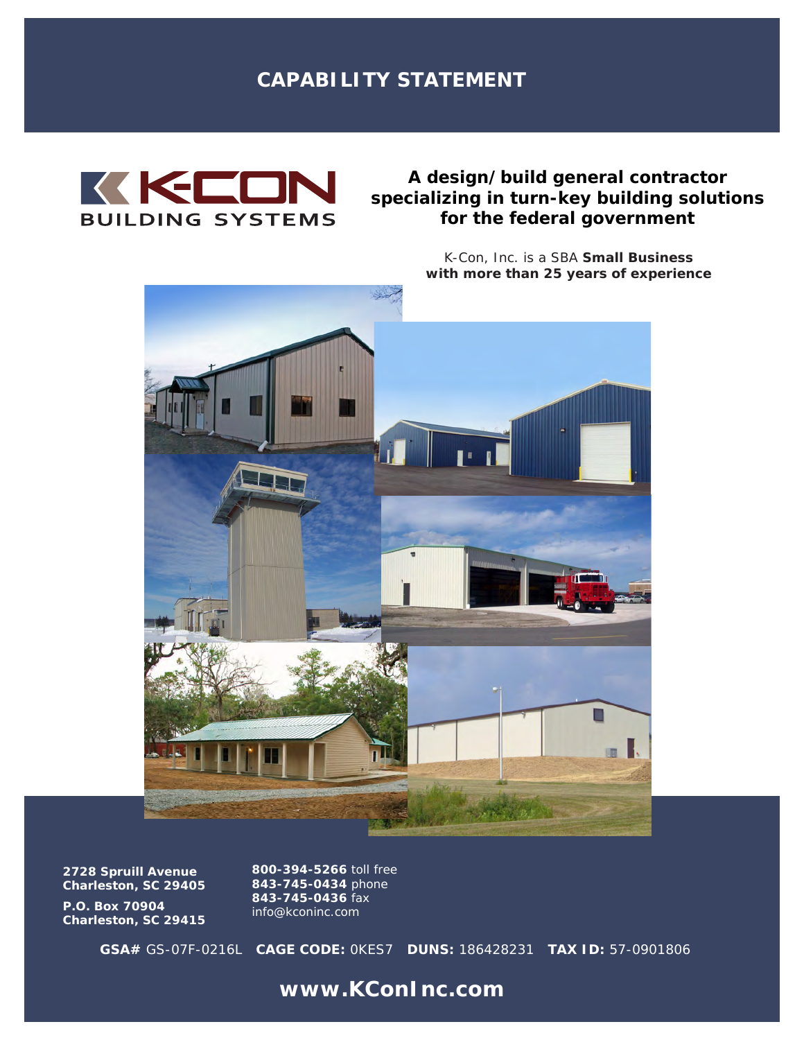# CAPABILITY STATEMENT

K-CON BUILDING SYSTEMS

## A design/build general contractor specializing in turn-key building solutions for the federal government

K-Con, Inc. is a SBA **Small Business with more than 25 years of experience**

**2728 Spruill Avenue**
**Charleston, SC 29405**

**P.O. Box 70904**
**Charleston, SC 29415**

**800-394-5266** toll free
**843-745-0434** phone
**843-745-0436** fax
info@kconinc.com

**GSA#** GS-07F-0216L **CAGE CODE:** 0KES7 **DUNS:** 186428231 **TAX ID:** 57-0901806

**www.KConInc.com**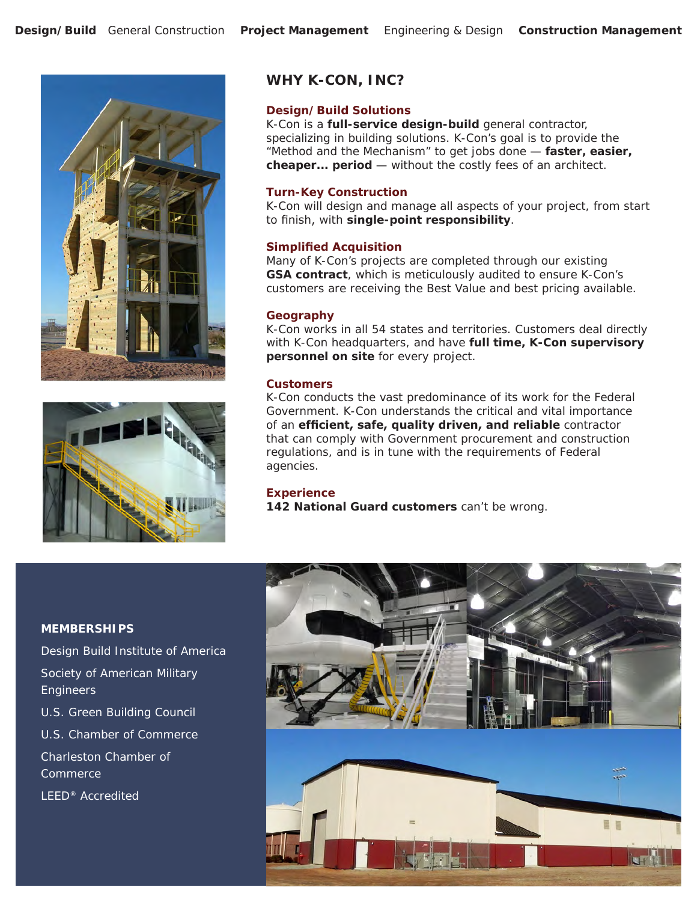**Design/Build** General Construction **Project Management** Engineering & Design **Construction Management**

## WHY K-CON, INC?

### Design/Build Solutions

K-Con is a **full-service design-build** general contractor, specializing in building solutions. K-Con's goal is to provide the "Method and the Mechanism" to get jobs done — **faster, easier, cheaper... period** — without the costly fees of an architect.

### Turn-Key Construction

K-Con will design and manage all aspects of your project, from start to finish, with **single-point responsibility**.

### Simplified Acquisition

Many of K-Con's projects are completed through our existing **GSA contract**, which is meticulously audited to ensure K-Con's customers are receiving the Best Value and best pricing available.

### Geography

K-Con works in all 54 states and territories. Customers deal directly with K-Con headquarters, and have **full time, K-Con supervisory personnel on site** for every project.

### Customers

K-Con conducts the vast predominance of its work for the Federal Government. K-Con understands the critical and vital importance of an **efficient, safe, quality driven, and reliable** contractor that can comply with Government procurement and construction regulations, and is in tune with the requirements of Federal agencies.

### Experience

**142 National Guard customers** can't be wrong.

### MEMBERSHIPS

- Design Build Institute of America
- Society of American Military Engineers
- U.S. Green Building Council
- U.S. Chamber of Commerce
- Charleston Chamber of Commerce
- LEED® Accredited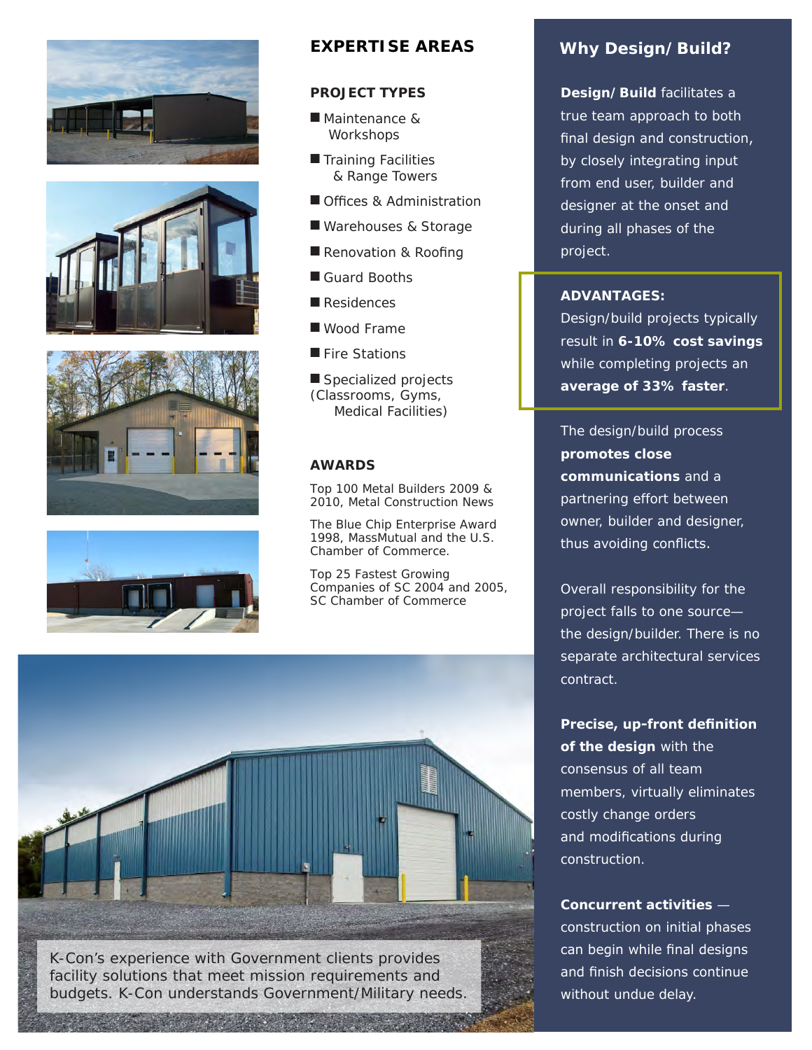## EXPERTISE AREAS

### PROJECT TYPES

- Maintenance & Workshops
- Training Facilities & Range Towers
- Offices & Administration
- Warehouses & Storage
- Renovation & Roofing
- Guard Booths
- Residences
- Wood Frame
- Fire Stations
- Specialized projects (Classrooms, Gyms, Medical Facilities)

### AWARDS

Top 100 Metal Builders 2009 & 2010, Metal Construction News

The Blue Chip Enterprise Award 1998, MassMutual and the U.S. Chamber of Commerce.

Top 25 Fastest Growing Companies of SC 2004 and 2005, SC Chamber of Commerce

K-Con's experience with Government clients provides facility solutions that meet mission requirements and budgets. K-Con understands Government/Military needs.

## Why Design/Build?

**Design/Build** facilitates a true team approach to both final design and construction, by closely integrating input from end user, builder and designer at the onset and during all phases of the project.

**ADVANTAGES:**
Design/build projects typically result in **6-10% cost savings** while completing projects an **average of 33% faster**.

The design/build process **promotes close communications** and a partnering effort between owner, builder and designer, thus avoiding conflicts.

Overall responsibility for the project falls to one source—the design/builder. There is no separate architectural services contract.

**Precise, up-front definition of the design** with the consensus of all team members, virtually eliminates costly change orders and modifications during construction.

**Concurrent activities** — construction on initial phases can begin while final designs and finish decisions continue without undue delay.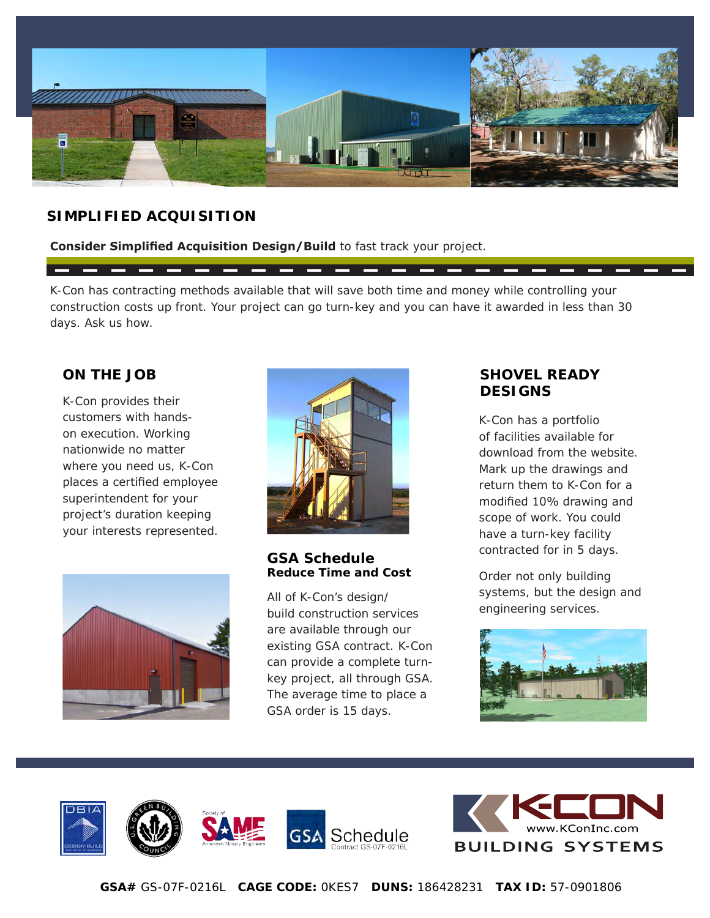## SIMPLIFIED ACQUISITION

**Consider Simplified Acquisition Design/Build** to fast track your project.

K-Con has contracting methods available that will save both time and money while controlling your construction costs up front. Your project can go turn-key and you can have it awarded in less than 30 days. Ask us how.

### ON THE JOB

K-Con provides their customers with hands-on execution. Working nationwide no matter where you need us, K-Con places a certified employee superintendent for your project's duration keeping your interests represented.

### GSA Schedule

**Reduce Time and Cost**

All of K-Con's design/build construction services are available through our existing GSA contract. K-Con can provide a complete turn-key project, all through GSA. The average time to place a GSA order is 15 days.

### SHOVEL READY DESIGNS

K-Con has a portfolio of facilities available for download from the website. Mark up the drawings and return them to K-Con for a modified 10% drawing and scope of work. You could have a turn-key facility contracted for in 5 days.

Order not only building systems, but the design and engineering services.

GSA Schedule Contract GS-07F-0216L

K-CON www.KConInc.com BUILDING SYSTEMS

**GSA#** GS-07F-0216L **CAGE CODE:** 0KES7 **DUNS:** 186428231 **TAX ID:** 57-0901806